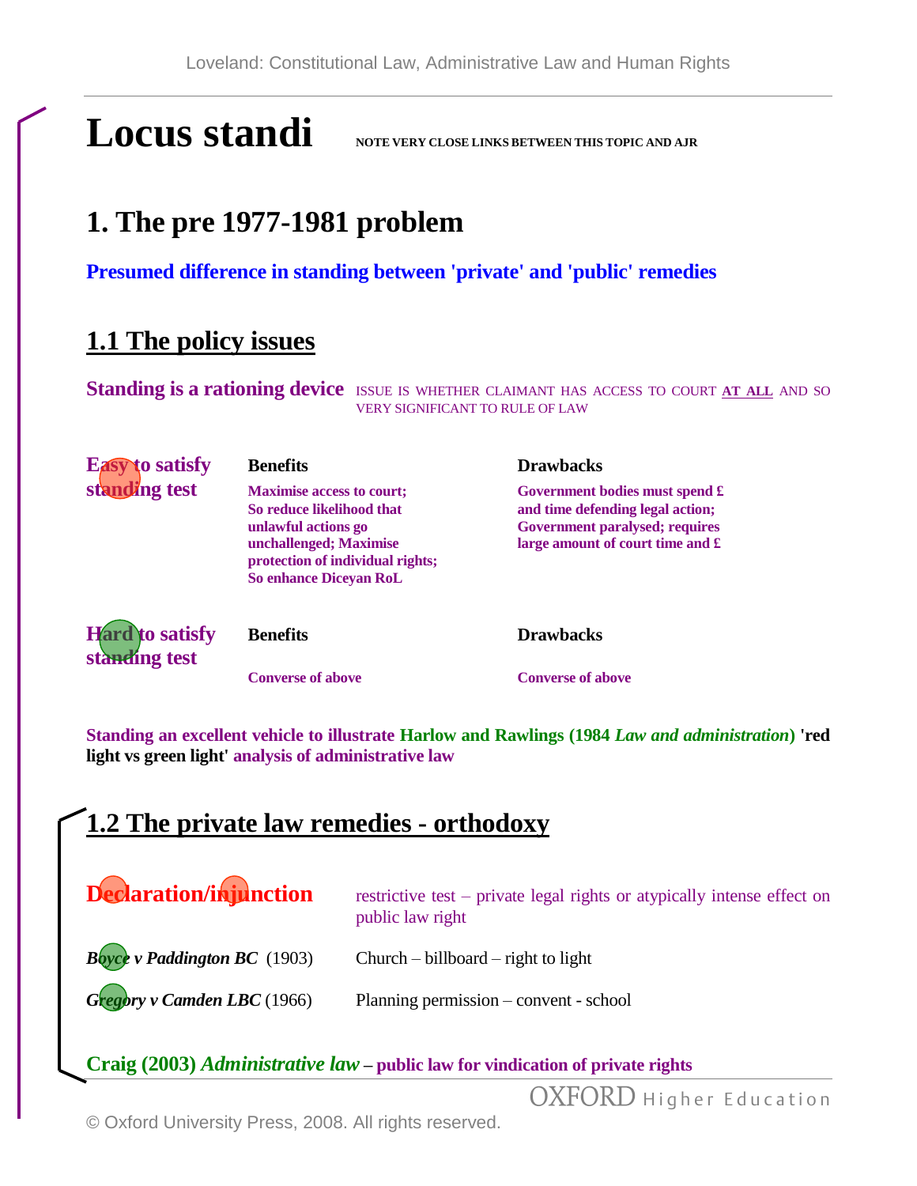# Locus standi

**NOTE VERY CLOSE LINKS BETWEEN THIS TOPIC AND AJR**

## 1. The pre 1977-1981 problem

**Presumed difference in standing between 'private' and 'public' remedies**

### 1.1 The policy issues

**Standing is a rationing device** ISSUE IS WHETHER CLAIMANT HAS ACCESS TO COURT **AT ALL** AND SO VERY SIGNIFICANT TO RULE OF LAW

| | Benefits | Drawbacks |
|---|---|---|
| **Easy to satisfy standing test** | **Maximise access to court; So reduce likelihood that unlawful actions go unchallenged; Maximise protection of individual rights; So enhance Diceyan RoL** | **Government bodies must spend £ and time defending legal action; Government paralysed; requires large amount of court time and £** |
| **Hard to satisfy standing test** | **Converse of above** | **Converse of above** |

**Standing an excellent vehicle to illustrate Harlow and Rawlings (1984 *Law and administration*) 'red light vs green light' analysis of administrative law**

### 1.2 The private law remedies - orthodoxy

**Declaration/injunction** restrictive test – private legal rights or atypically intense effect on public law right

***Boyce v Paddington BC*** (1903) Church – billboard – right to light

***Gregory v Camden LBC*** (1966) Planning permission – convent - school

**Craig (2003) *Administrative law* – public law for vindication of private rights**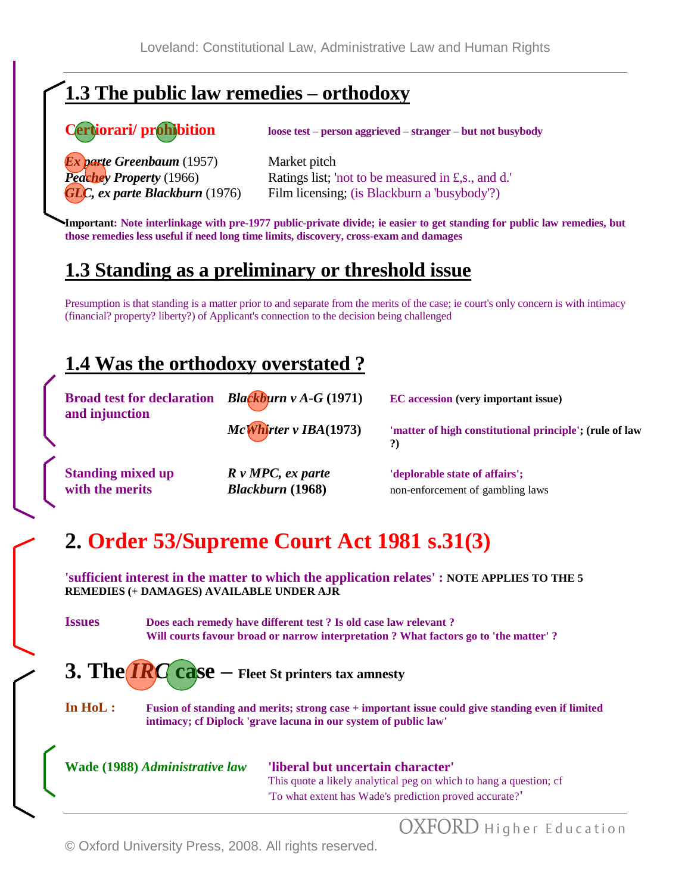## 1.3 The public law remedies – orthodoxy

**Certiorari/ prohibition** — **loose test – person aggrieved – stranger – but not busybody**

| | |
|---|---|
| ***Ex parte Greenbaum*** (1957) | Market pitch |
| ***Peachey Property*** (1966) | Ratings list; 'not to be measured in £,s., and d.' |
| ***GLC, ex parte Blackburn*** (1976) | Film licensing; (is Blackburn a 'busybody'?) |

**Important: Note interlinkage with pre-1977 public-private divide; ie easier to get standing for public law remedies, but those remedies less useful if need long time limits, discovery, cross-exam and damages**

## 1.3 Standing as a preliminary or threshold issue

Presumption is that standing is a matter prior to and separate from the merits of the case; ie court's only concern is with intimacy (financial? property? liberty?) of Applicant's connection to the decision being challenged

## 1.4 Was the orthodoxy overstated ?

| | | |
|---|---|---|
| **Broad test for declaration and injunction** | ***Blackburn v A-G*** **(1971)** | **EC accession (very important issue)** |
| | ***McWhirter v IBA*** **(1973)** | **'matter of high constitutional principle'; (rule of law ?)** |
| **Standing mixed up with the merits** | ***R v MPC, ex parte Blackburn*** **(1968)** | **'deplorable state of affairs';** non-enforcement of gambling laws |

# 2. Order 53/Supreme Court Act 1981 s.31(3)

**'sufficient interest in the matter to which the application relates' : NOTE APPLIES TO THE 5 REMEDIES (+ DAMAGES) AVAILABLE UNDER AJR**

**Issues** — **Does each remedy have different test ? Is old case law relevant ?**
**Will courts favour broad or narrow interpretation ? What factors go to 'the matter' ?**

# 3. The *IRC* case – Fleet St printers tax amnesty

**In HoL :** — **Fusion of standing and merits; strong case + important issue could give standing even if limited intimacy; cf Diplock 'grave lacuna in our system of public law'**

**Wade (1988)** ***Administrative law*** — **'liberal but uncertain character'**
This quote a likely analytical peg on which to hang a question; cf 'To what extent has Wade's prediction proved accurate?'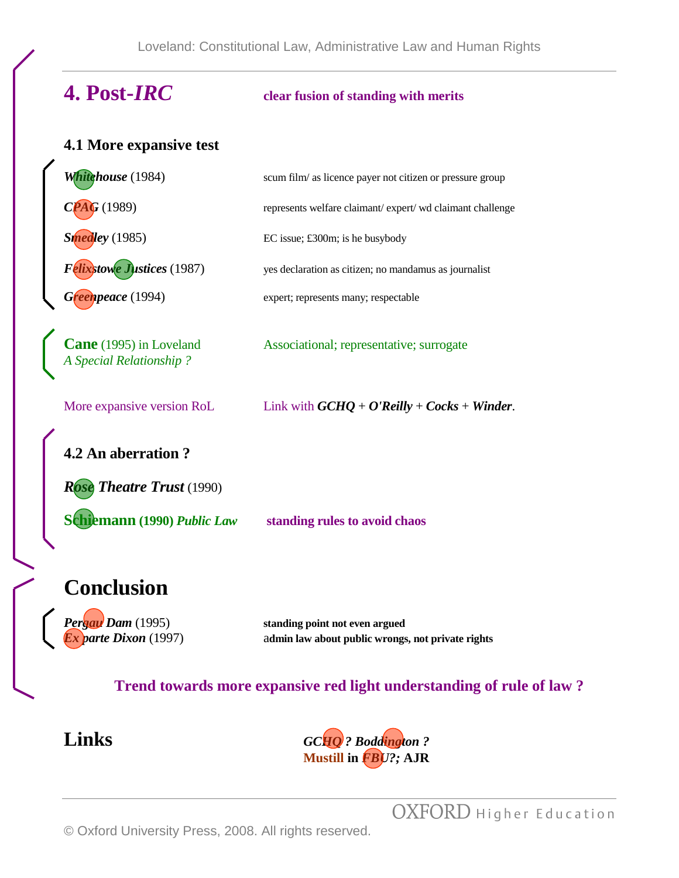## 4. Post-*IRC*

**clear fusion of standing with merits**

### 4.1 More expansive test

***Whitehouse*** (1984) — scum film/ as licence payer not citizen or pressure group

***CPAG*** (1989) — represents welfare claimant/ expert/ wd claimant challenge

***Smedley*** (1985) — EC issue; £300m; is he busybody

***Felixstowe Justices*** (1987) — yes declaration as citizen; no mandamus as journalist

***Greenpeace*** (1994) — expert; represents many; respectable

**Cane** (1995) in Loveland
*A Special Relationship ?* — Associational; representative; surrogate

More expansive version RoL — Link with ***GCHQ*** + ***O'Reilly*** + ***Cocks*** + ***Winder***.

### 4.2 An aberration ?

***Rose Theatre Trust*** (1990)

**Schiemann (1990) *Public Law*** — **standing rules to avoid chaos**

## Conclusion

***Pergau Dam*** (1995) — **standing point not even argued**
***Ex parte Dixon*** (1997) — **admin law about public wrongs, not private rights**

**Trend towards more expansive red light understanding of rule of law ?**

## Links

***GCHQ ? Boddington ?***
**Mustill in *FBU?*; AJR**